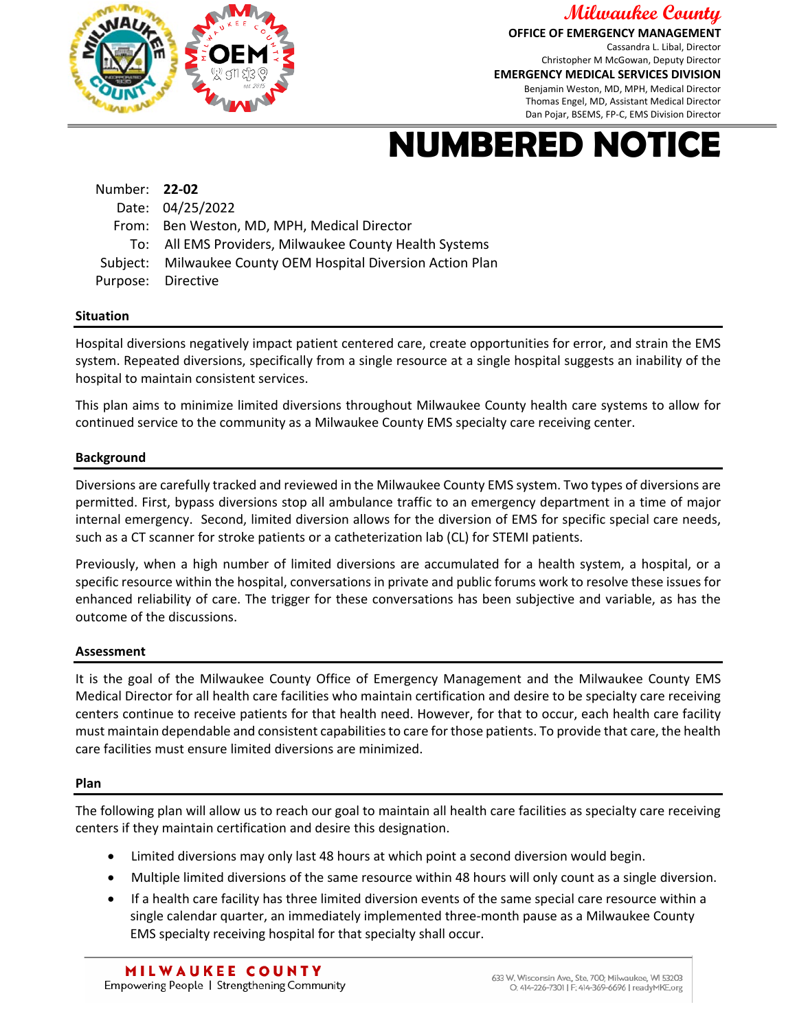Milwaukee County

**OFFICE OF EMERGENCY MANAGEMENT**
Cassandra L. Libal, Director
Christopher M McGowan, Deputy Director

**EMERGENCY MEDICAL SERVICES DIVISION**
Benjamin Weston, MD, MPH, Medical Director
Thomas Engel, MD, Assistant Medical Director
Dan Pojar, BSEMS, FP-C, EMS Division Director

# NUMBERED NOTICE

Number: **22-02**
Date: 04/25/2022
From: Ben Weston, MD, MPH, Medical Director
To: All EMS Providers, Milwaukee County Health Systems
Subject: Milwaukee County OEM Hospital Diversion Action Plan
Purpose: Directive

## Situation

Hospital diversions negatively impact patient centered care, create opportunities for error, and strain the EMS system. Repeated diversions, specifically from a single resource at a single hospital suggests an inability of the hospital to maintain consistent services.

This plan aims to minimize limited diversions throughout Milwaukee County health care systems to allow for continued service to the community as a Milwaukee County EMS specialty care receiving center.

## Background

Diversions are carefully tracked and reviewed in the Milwaukee County EMS system. Two types of diversions are permitted. First, bypass diversions stop all ambulance traffic to an emergency department in a time of major internal emergency. Second, limited diversion allows for the diversion of EMS for specific special care needs, such as a CT scanner for stroke patients or a catheterization lab (CL) for STEMI patients.

Previously, when a high number of limited diversions are accumulated for a health system, a hospital, or a specific resource within the hospital, conversations in private and public forums work to resolve these issues for enhanced reliability of care. The trigger for these conversations has been subjective and variable, as has the outcome of the discussions.

## Assessment

It is the goal of the Milwaukee County Office of Emergency Management and the Milwaukee County EMS Medical Director for all health care facilities who maintain certification and desire to be specialty care receiving centers continue to receive patients for that health need. However, for that to occur, each health care facility must maintain dependable and consistent capabilities to care for those patients. To provide that care, the health care facilities must ensure limited diversions are minimized.

## Plan

The following plan will allow us to reach our goal to maintain all health care facilities as specialty care receiving centers if they maintain certification and desire this designation.

- Limited diversions may only last 48 hours at which point a second diversion would begin.
- Multiple limited diversions of the same resource within 48 hours will only count as a single diversion.
- If a health care facility has three limited diversion events of the same special care resource within a single calendar quarter, an immediately implemented three-month pause as a Milwaukee County EMS specialty receiving hospital for that specialty shall occur.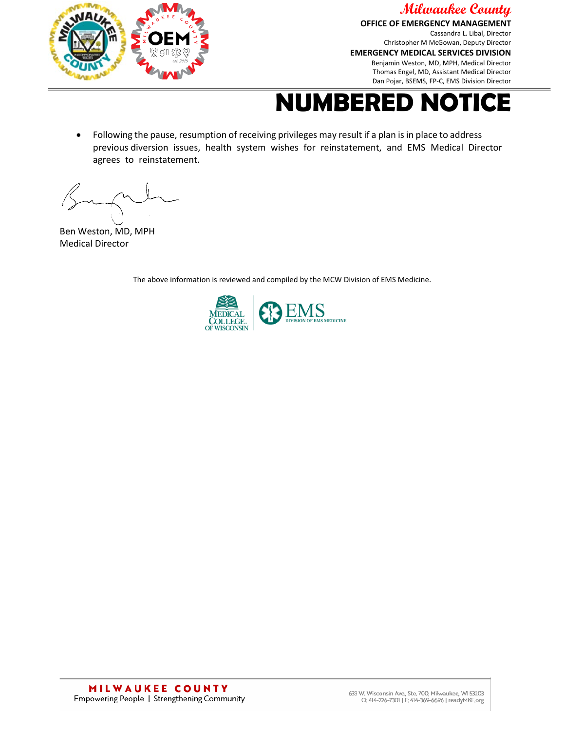Milwaukee County

**OFFICE OF EMERGENCY MANAGEMENT**
Cassandra L. Libal, Director
Christopher M McGowan, Deputy Director

**EMERGENCY MEDICAL SERVICES DIVISION**
Benjamin Weston, MD, MPH, Medical Director
Thomas Engel, MD, Assistant Medical Director
Dan Pojar, BSEMS, FP-C, EMS Division Director

# NUMBERED NOTICE

- Following the pause, resumption of receiving privileges may result if a plan is in place to address previous diversion issues, health system wishes for reinstatement, and EMS Medical Director agrees to reinstatement.

Ben Weston, MD, MPH
Medical Director

The above information is reviewed and compiled by the MCW Division of EMS Medicine.

MILWAUKEE COUNTY
Empowering People | Strengthening Community

633 W. Wisconsin Ave., Ste. 700; Milwaukee, WI 53203
O. 414-226-7301 | F. 414-369-6696 | readyMKE.org